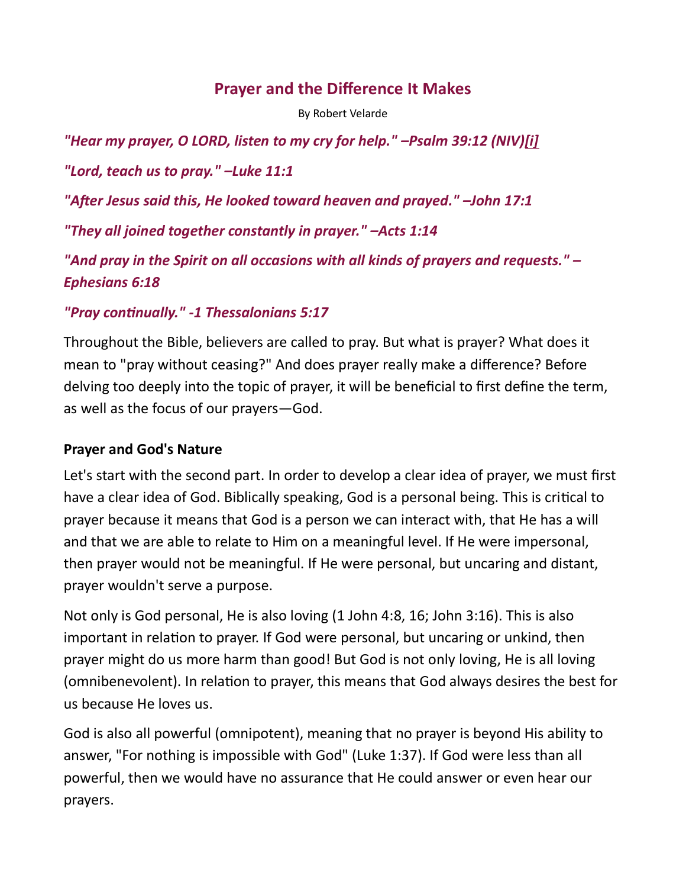# Prayer and the Difference It Makes

By Robert Velarde

***"Hear my prayer, O LORD, listen to my cry for help." –Psalm 39:12 (NIV)[i]***

***"Lord, teach us to pray." –Luke 11:1***

***"After Jesus said this, He looked toward heaven and prayed." –John 17:1***

***"They all joined together constantly in prayer." –Acts 1:14***

***"And pray in the Spirit on all occasions with all kinds of prayers and requests." –Ephesians 6:18***

***"Pray continually." -1 Thessalonians 5:17***

Throughout the Bible, believers are called to pray. But what is prayer? What does it mean to "pray without ceasing?" And does prayer really make a difference? Before delving too deeply into the topic of prayer, it will be beneficial to first define the term, as well as the focus of our prayers—God.

## Prayer and God's Nature

Let's start with the second part. In order to develop a clear idea of prayer, we must first have a clear idea of God. Biblically speaking, God is a personal being. This is critical to prayer because it means that God is a person we can interact with, that He has a will and that we are able to relate to Him on a meaningful level. If He were impersonal, then prayer would not be meaningful. If He were personal, but uncaring and distant, prayer wouldn't serve a purpose.

Not only is God personal, He is also loving (1 John 4:8, 16; John 3:16). This is also important in relation to prayer. If God were personal, but uncaring or unkind, then prayer might do us more harm than good! But God is not only loving, He is all loving (omnibenevolent). In relation to prayer, this means that God always desires the best for us because He loves us.

God is also all powerful (omnipotent), meaning that no prayer is beyond His ability to answer, "For nothing is impossible with God" (Luke 1:37). If God were less than all powerful, then we would have no assurance that He could answer or even hear our prayers.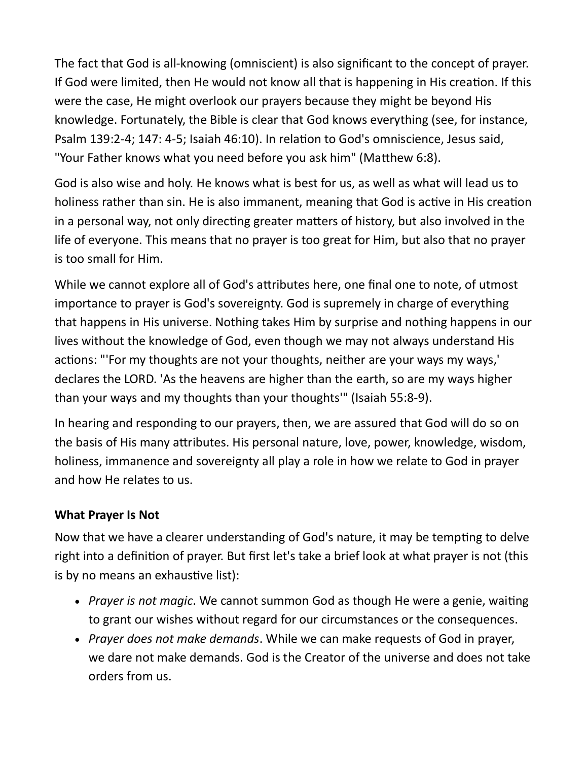The fact that God is all-knowing (omniscient) is also significant to the concept of prayer. If God were limited, then He would not know all that is happening in His creation. If this were the case, He might overlook our prayers because they might be beyond His knowledge. Fortunately, the Bible is clear that God knows everything (see, for instance, Psalm 139:2-4; 147: 4-5; Isaiah 46:10). In relation to God's omniscience, Jesus said, "Your Father knows what you need before you ask him" (Matthew 6:8).

God is also wise and holy. He knows what is best for us, as well as what will lead us to holiness rather than sin. He is also immanent, meaning that God is active in His creation in a personal way, not only directing greater matters of history, but also involved in the life of everyone. This means that no prayer is too great for Him, but also that no prayer is too small for Him.

While we cannot explore all of God's attributes here, one final one to note, of utmost importance to prayer is God's sovereignty. God is supremely in charge of everything that happens in His universe. Nothing takes Him by surprise and nothing happens in our lives without the knowledge of God, even though we may not always understand His actions: "'For my thoughts are not your thoughts, neither are your ways my ways,' declares the LORD. 'As the heavens are higher than the earth, so are my ways higher than your ways and my thoughts than your thoughts'" (Isaiah 55:8-9).

In hearing and responding to our prayers, then, we are assured that God will do so on the basis of His many attributes. His personal nature, love, power, knowledge, wisdom, holiness, immanence and sovereignty all play a role in how we relate to God in prayer and how He relates to us.

**What Prayer Is Not**

Now that we have a clearer understanding of God's nature, it may be tempting to delve right into a definition of prayer. But first let's take a brief look at what prayer is not (this is by no means an exhaustive list):

- *Prayer is not magic*. We cannot summon God as though He were a genie, waiting to grant our wishes without regard for our circumstances or the consequences.
- *Prayer does not make demands*. While we can make requests of God in prayer, we dare not make demands. God is the Creator of the universe and does not take orders from us.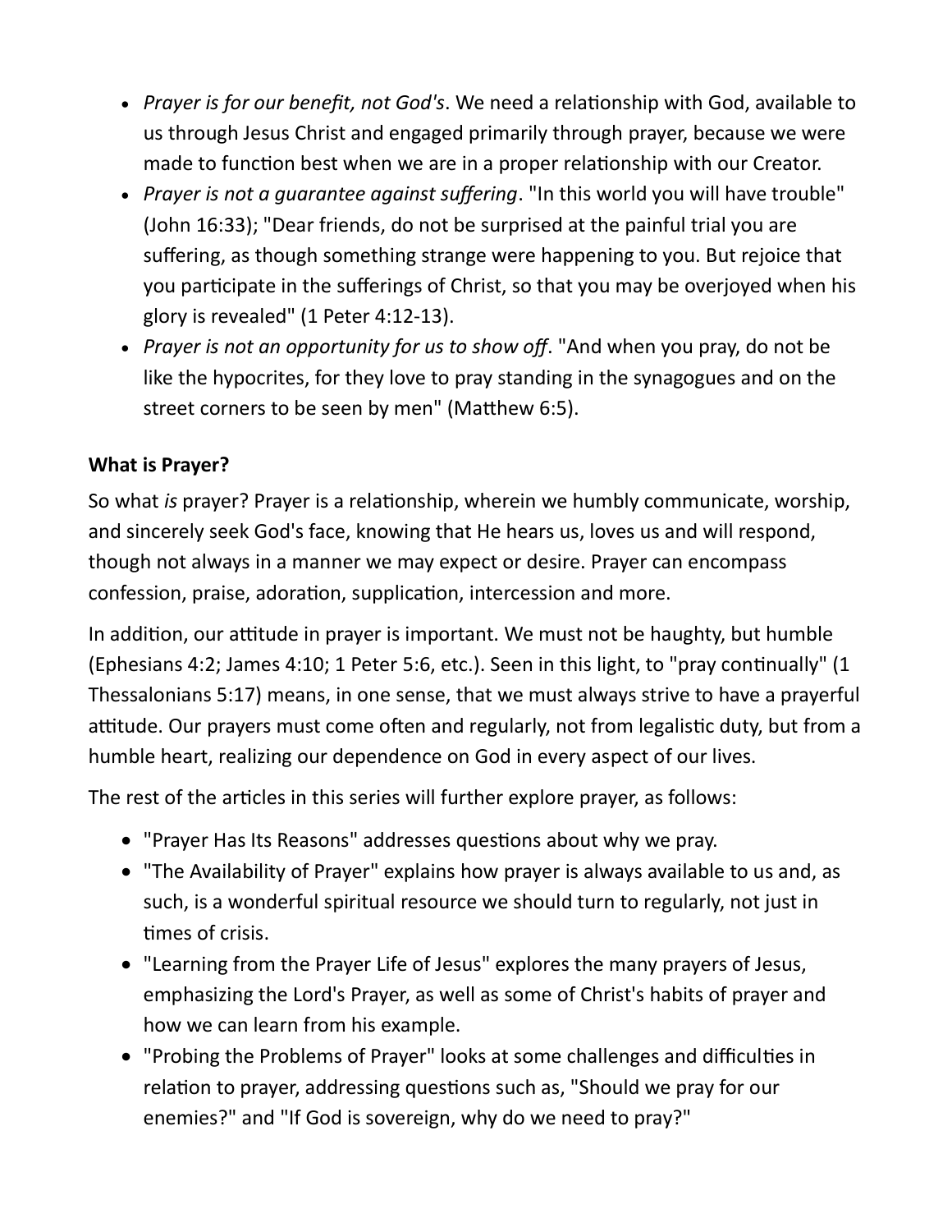- *Prayer is for our benefit, not God's*. We need a relationship with God, available to us through Jesus Christ and engaged primarily through prayer, because we were made to function best when we are in a proper relationship with our Creator.
- *Prayer is not a guarantee against suffering*. "In this world you will have trouble" (John 16:33); "Dear friends, do not be surprised at the painful trial you are suffering, as though something strange were happening to you. But rejoice that you participate in the sufferings of Christ, so that you may be overjoyed when his glory is revealed" (1 Peter 4:12-13).
- *Prayer is not an opportunity for us to show off*. "And when you pray, do not be like the hypocrites, for they love to pray standing in the synagogues and on the street corners to be seen by men" (Matthew 6:5).

**What is Prayer?**

So what *is* prayer? Prayer is a relationship, wherein we humbly communicate, worship, and sincerely seek God's face, knowing that He hears us, loves us and will respond, though not always in a manner we may expect or desire. Prayer can encompass confession, praise, adoration, supplication, intercession and more.

In addition, our attitude in prayer is important. We must not be haughty, but humble (Ephesians 4:2; James 4:10; 1 Peter 5:6, etc.). Seen in this light, to "pray continually" (1 Thessalonians 5:17) means, in one sense, that we must always strive to have a prayerful attitude. Our prayers must come often and regularly, not from legalistic duty, but from a humble heart, realizing our dependence on God in every aspect of our lives.

The rest of the articles in this series will further explore prayer, as follows:

- "Prayer Has Its Reasons" addresses questions about why we pray.
- "The Availability of Prayer" explains how prayer is always available to us and, as such, is a wonderful spiritual resource we should turn to regularly, not just in times of crisis.
- "Learning from the Prayer Life of Jesus" explores the many prayers of Jesus, emphasizing the Lord's Prayer, as well as some of Christ's habits of prayer and how we can learn from his example.
- "Probing the Problems of Prayer" looks at some challenges and difficulties in relation to prayer, addressing questions such as, "Should we pray for our enemies?" and "If God is sovereign, why do we need to pray?"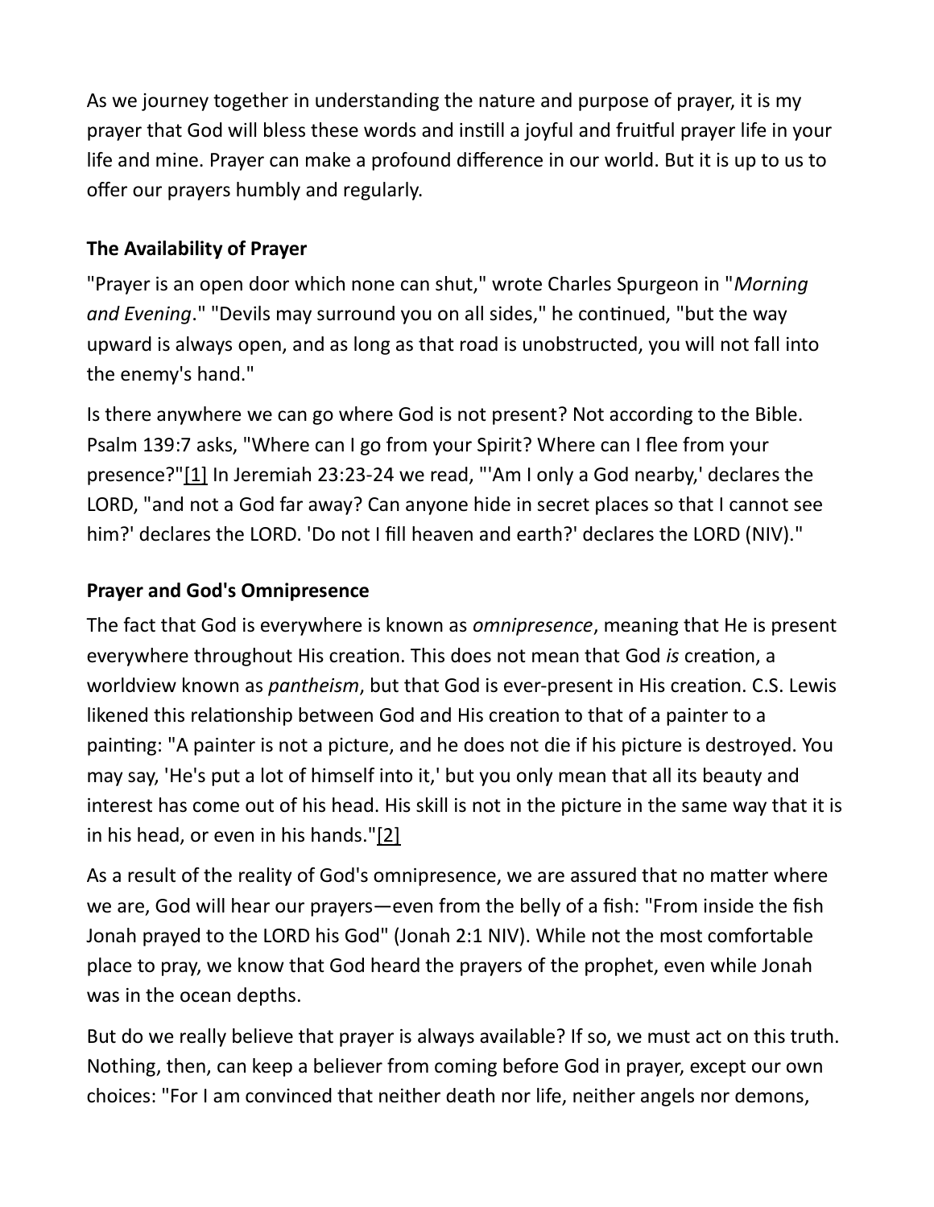As we journey together in understanding the nature and purpose of prayer, it is my prayer that God will bless these words and instill a joyful and fruitful prayer life in your life and mine. Prayer can make a profound difference in our world. But it is up to us to offer our prayers humbly and regularly.

### The Availability of Prayer

"Prayer is an open door which none can shut," wrote Charles Spurgeon in "*Morning and Evening*." "Devils may surround you on all sides," he continued, "but the way upward is always open, and as long as that road is unobstructed, you will not fall into the enemy's hand."

Is there anywhere we can go where God is not present? Not according to the Bible. Psalm 139:7 asks, "Where can I go from your Spirit? Where can I flee from your presence?"[1] In Jeremiah 23:23-24 we read, "'Am I only a God nearby,' declares the LORD, "and not a God far away? Can anyone hide in secret places so that I cannot see him?' declares the LORD. 'Do not I fill heaven and earth?' declares the LORD (NIV)."

### Prayer and God's Omnipresence

The fact that God is everywhere is known as *omnipresence*, meaning that He is present everywhere throughout His creation. This does not mean that God *is* creation, a worldview known as *pantheism*, but that God is ever-present in His creation. C.S. Lewis likened this relationship between God and His creation to that of a painter to a painting: "A painter is not a picture, and he does not die if his picture is destroyed. You may say, 'He's put a lot of himself into it,' but you only mean that all its beauty and interest has come out of his head. His skill is not in the picture in the same way that it is in his head, or even in his hands."[2]

As a result of the reality of God's omnipresence, we are assured that no matter where we are, God will hear our prayers—even from the belly of a fish: "From inside the fish Jonah prayed to the LORD his God" (Jonah 2:1 NIV). While not the most comfortable place to pray, we know that God heard the prayers of the prophet, even while Jonah was in the ocean depths.

But do we really believe that prayer is always available? If so, we must act on this truth. Nothing, then, can keep a believer from coming before God in prayer, except our own choices: "For I am convinced that neither death nor life, neither angels nor demons,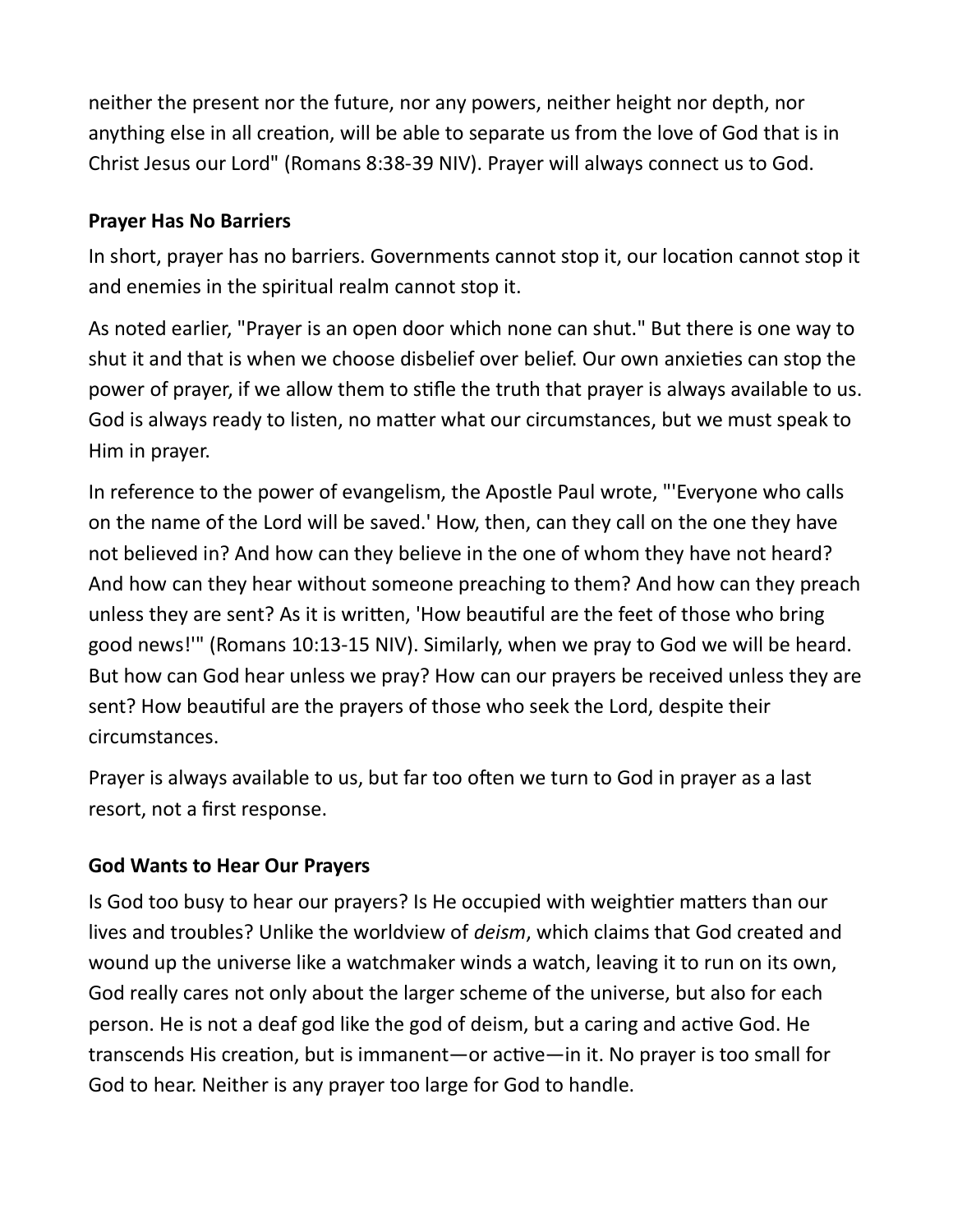neither the present nor the future, nor any powers, neither height nor depth, nor anything else in all creation, will be able to separate us from the love of God that is in Christ Jesus our Lord" (Romans 8:38-39 NIV). Prayer will always connect us to God.

**Prayer Has No Barriers**

In short, prayer has no barriers. Governments cannot stop it, our location cannot stop it and enemies in the spiritual realm cannot stop it.

As noted earlier, "Prayer is an open door which none can shut." But there is one way to shut it and that is when we choose disbelief over belief. Our own anxieties can stop the power of prayer, if we allow them to stifle the truth that prayer is always available to us. God is always ready to listen, no matter what our circumstances, but we must speak to Him in prayer.

In reference to the power of evangelism, the Apostle Paul wrote, "'Everyone who calls on the name of the Lord will be saved.' How, then, can they call on the one they have not believed in? And how can they believe in the one of whom they have not heard? And how can they hear without someone preaching to them? And how can they preach unless they are sent? As it is written, 'How beautiful are the feet of those who bring good news!'" (Romans 10:13-15 NIV). Similarly, when we pray to God we will be heard. But how can God hear unless we pray? How can our prayers be received unless they are sent? How beautiful are the prayers of those who seek the Lord, despite their circumstances.

Prayer is always available to us, but far too often we turn to God in prayer as a last resort, not a first response.

**God Wants to Hear Our Prayers**

Is God too busy to hear our prayers? Is He occupied with weightier matters than our lives and troubles? Unlike the worldview of *deism*, which claims that God created and wound up the universe like a watchmaker winds a watch, leaving it to run on its own, God really cares not only about the larger scheme of the universe, but also for each person. He is not a deaf god like the god of deism, but a caring and active God. He transcends His creation, but is immanent—or active—in it. No prayer is too small for God to hear. Neither is any prayer too large for God to handle.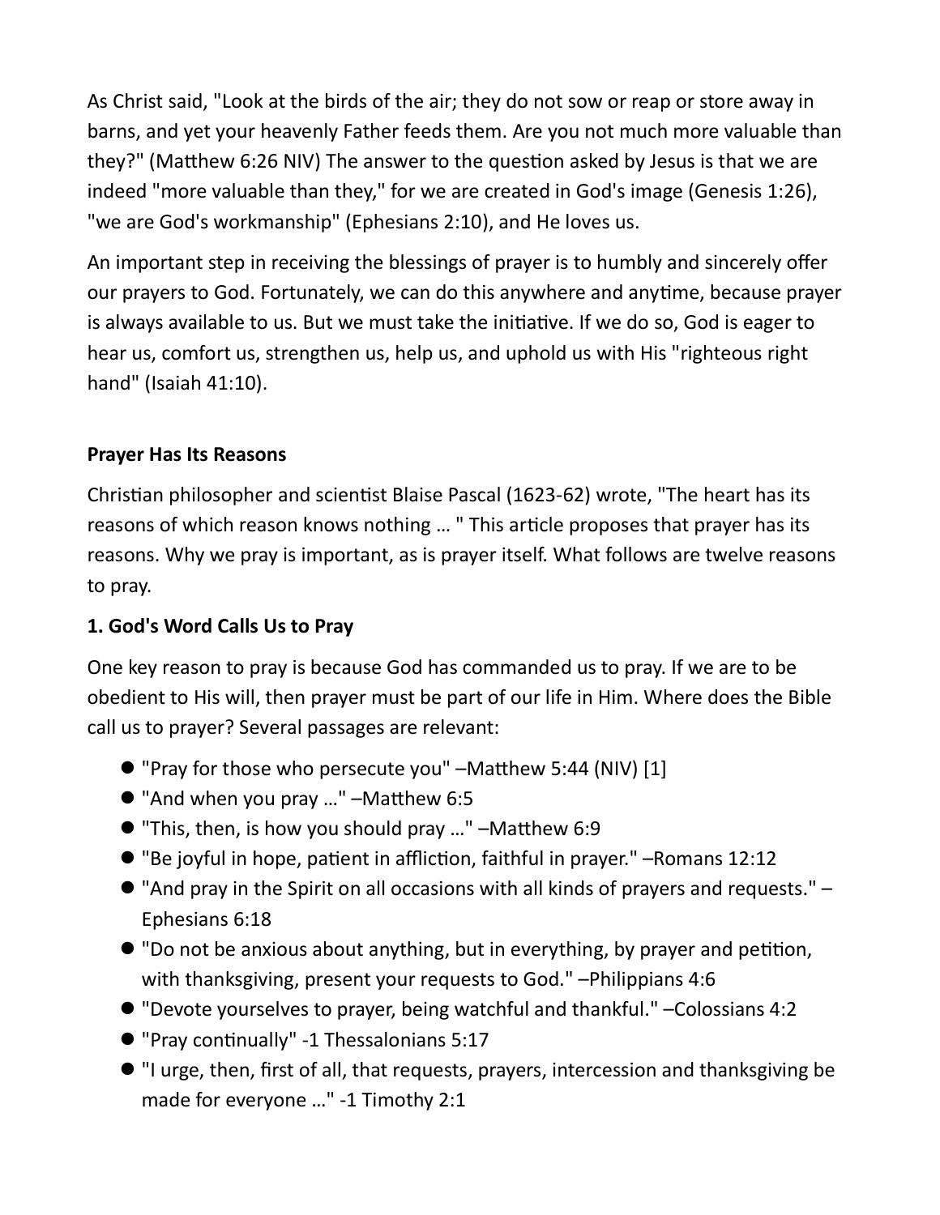As Christ said, "Look at the birds of the air; they do not sow or reap or store away in barns, and yet your heavenly Father feeds them. Are you not much more valuable than they?" (Matthew 6:26 NIV) The answer to the question asked by Jesus is that we are indeed "more valuable than they," for we are created in God's image (Genesis 1:26), "we are God's workmanship" (Ephesians 2:10), and He loves us.

An important step in receiving the blessings of prayer is to humbly and sincerely offer our prayers to God. Fortunately, we can do this anywhere and anytime, because prayer is always available to us. But we must take the initiative. If we do so, God is eager to hear us, comfort us, strengthen us, help us, and uphold us with His "righteous right hand" (Isaiah 41:10).

**Prayer Has Its Reasons**

Christian philosopher and scientist Blaise Pascal (1623-62) wrote, "The heart has its reasons of which reason knows nothing … " This article proposes that prayer has its reasons. Why we pray is important, as is prayer itself. What follows are twelve reasons to pray.

**1. God's Word Calls Us to Pray**

One key reason to pray is because God has commanded us to pray. If we are to be obedient to His will, then prayer must be part of our life in Him. Where does the Bible call us to prayer? Several passages are relevant:

- "Pray for those who persecute you" –Matthew 5:44 (NIV) [1]
- "And when you pray …" –Matthew 6:5
- "This, then, is how you should pray …" –Matthew 6:9
- "Be joyful in hope, patient in affliction, faithful in prayer." –Romans 12:12
- "And pray in the Spirit on all occasions with all kinds of prayers and requests." –Ephesians 6:18
- "Do not be anxious about anything, but in everything, by prayer and petition, with thanksgiving, present your requests to God." –Philippians 4:6
- "Devote yourselves to prayer, being watchful and thankful." –Colossians 4:2
- "Pray continually" -1 Thessalonians 5:17
- "I urge, then, first of all, that requests, prayers, intercession and thanksgiving be made for everyone …" -1 Timothy 2:1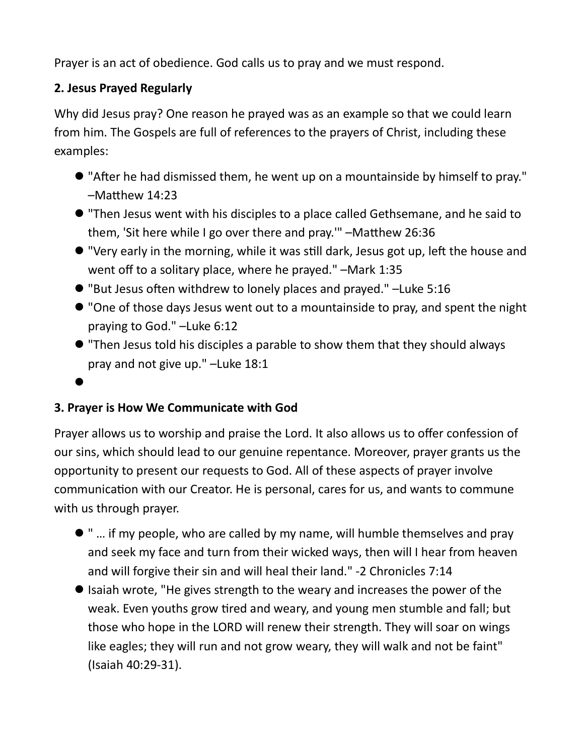Prayer is an act of obedience. God calls us to pray and we must respond.

**2. Jesus Prayed Regularly**

Why did Jesus pray? One reason he prayed was as an example so that we could learn from him. The Gospels are full of references to the prayers of Christ, including these examples:

- "After he had dismissed them, he went up on a mountainside by himself to pray." –Matthew 14:23
- "Then Jesus went with his disciples to a place called Gethsemane, and he said to them, 'Sit here while I go over there and pray.'" –Matthew 26:36
- "Very early in the morning, while it was still dark, Jesus got up, left the house and went off to a solitary place, where he prayed." –Mark 1:35
- "But Jesus often withdrew to lonely places and prayed." –Luke 5:16
- "One of those days Jesus went out to a mountainside to pray, and spent the night praying to God." –Luke 6:12
- "Then Jesus told his disciples a parable to show them that they should always pray and not give up." –Luke 18:1

**3. Prayer is How We Communicate with God**

Prayer allows us to worship and praise the Lord. It also allows us to offer confession of our sins, which should lead to our genuine repentance. Moreover, prayer grants us the opportunity to present our requests to God. All of these aspects of prayer involve communication with our Creator. He is personal, cares for us, and wants to commune with us through prayer.

- " … if my people, who are called by my name, will humble themselves and pray and seek my face and turn from their wicked ways, then will I hear from heaven and will forgive their sin and will heal their land." -2 Chronicles 7:14
- Isaiah wrote, "He gives strength to the weary and increases the power of the weak. Even youths grow tired and weary, and young men stumble and fall; but those who hope in the LORD will renew their strength. They will soar on wings like eagles; they will run and not grow weary, they will walk and not be faint" (Isaiah 40:29-31).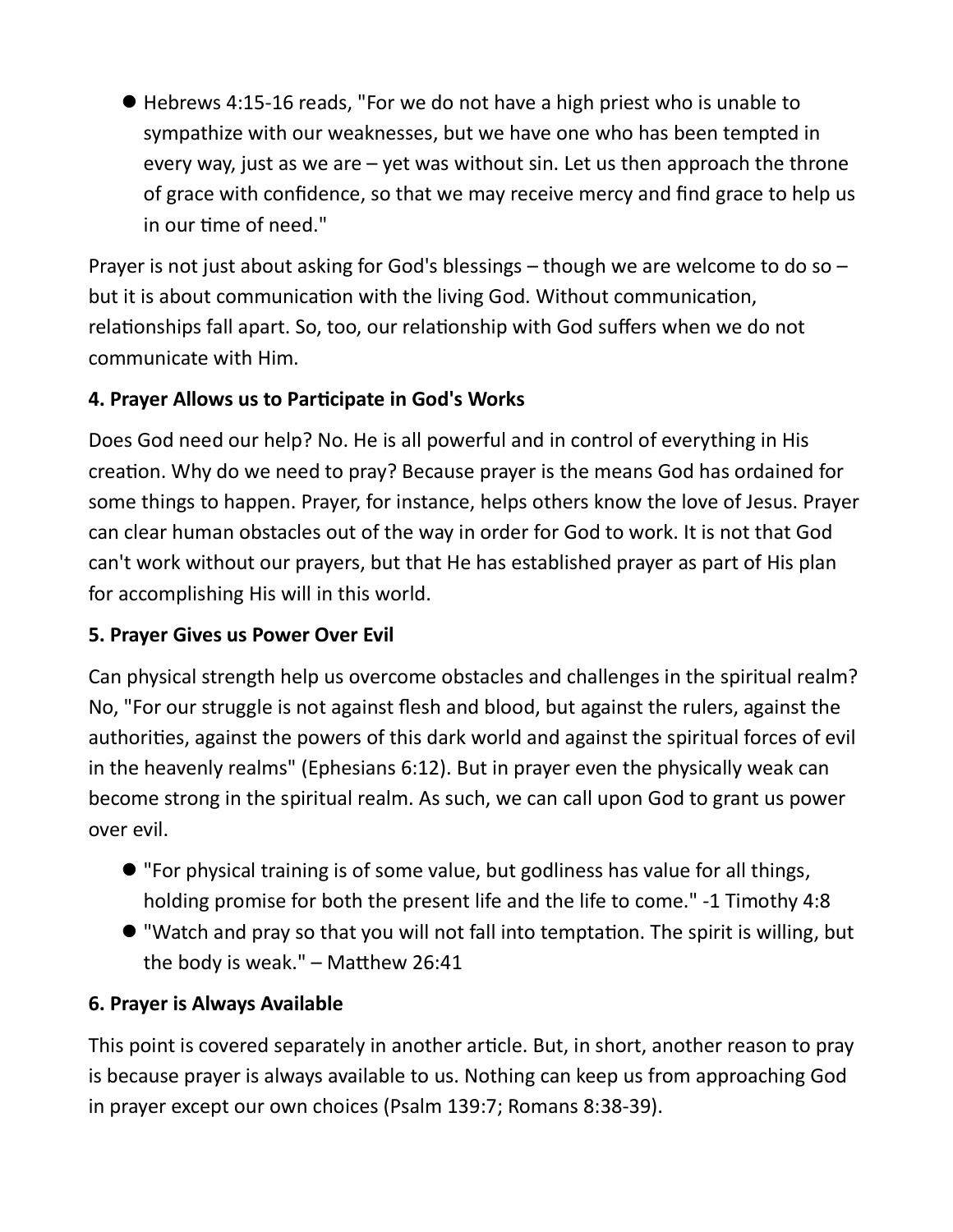- Hebrews 4:15-16 reads, "For we do not have a high priest who is unable to sympathize with our weaknesses, but we have one who has been tempted in every way, just as we are – yet was without sin. Let us then approach the throne of grace with confidence, so that we may receive mercy and find grace to help us in our time of need."

Prayer is not just about asking for God's blessings – though we are welcome to do so – but it is about communication with the living God. Without communication, relationships fall apart. So, too, our relationship with God suffers when we do not communicate with Him.

**4. Prayer Allows us to Participate in God's Works**

Does God need our help? No. He is all powerful and in control of everything in His creation. Why do we need to pray? Because prayer is the means God has ordained for some things to happen. Prayer, for instance, helps others know the love of Jesus. Prayer can clear human obstacles out of the way in order for God to work. It is not that God can't work without our prayers, but that He has established prayer as part of His plan for accomplishing His will in this world.

**5. Prayer Gives us Power Over Evil**

Can physical strength help us overcome obstacles and challenges in the spiritual realm? No, "For our struggle is not against flesh and blood, but against the rulers, against the authorities, against the powers of this dark world and against the spiritual forces of evil in the heavenly realms" (Ephesians 6:12). But in prayer even the physically weak can become strong in the spiritual realm. As such, we can call upon God to grant us power over evil.

- "For physical training is of some value, but godliness has value for all things, holding promise for both the present life and the life to come." -1 Timothy 4:8
- "Watch and pray so that you will not fall into temptation. The spirit is willing, but the body is weak." – Matthew 26:41

**6. Prayer is Always Available**

This point is covered separately in another article. But, in short, another reason to pray is because prayer is always available to us. Nothing can keep us from approaching God in prayer except our own choices (Psalm 139:7; Romans 8:38-39).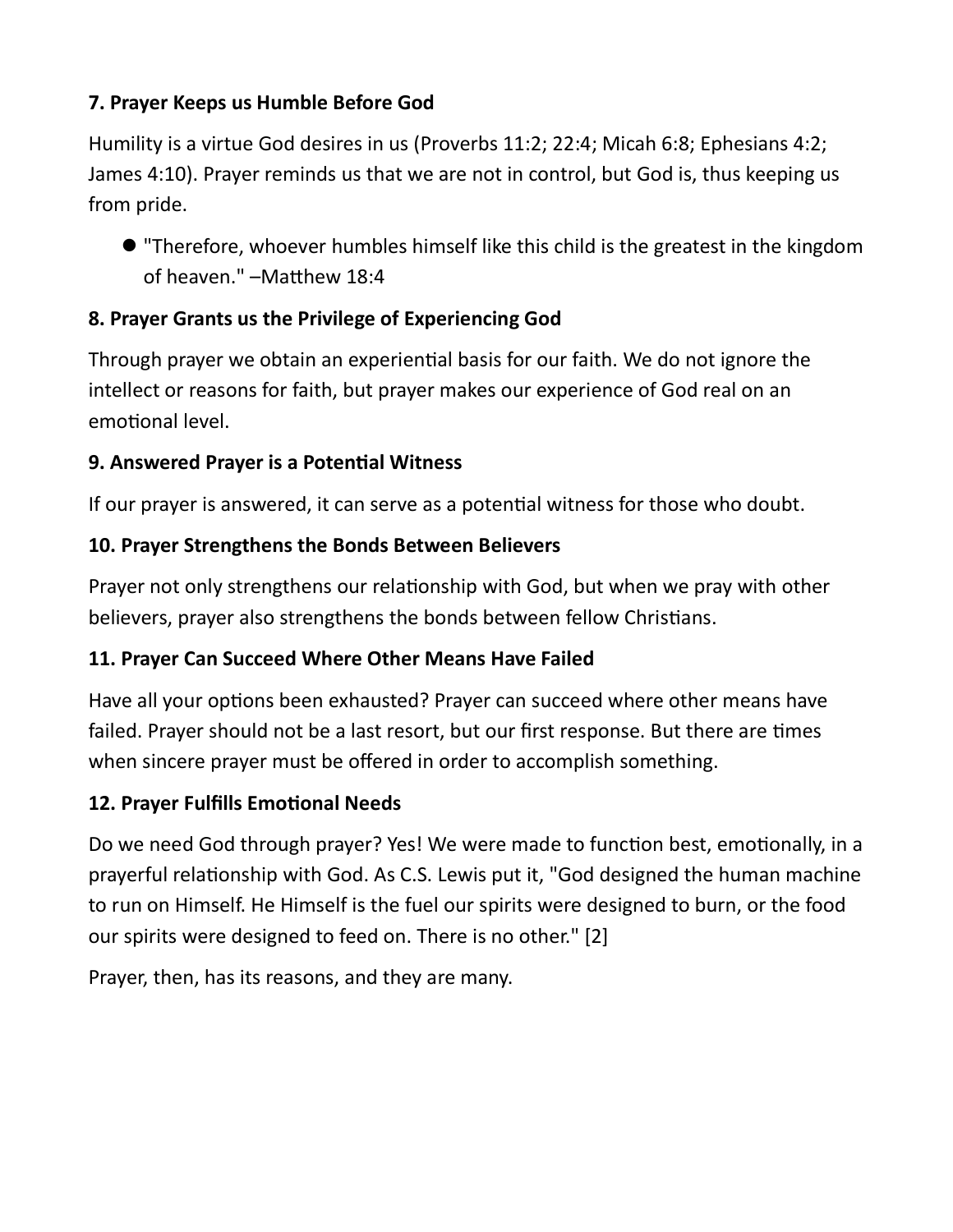**7. Prayer Keeps us Humble Before God**

Humility is a virtue God desires in us (Proverbs 11:2; 22:4; Micah 6:8; Ephesians 4:2; James 4:10). Prayer reminds us that we are not in control, but God is, thus keeping us from pride.

- "Therefore, whoever humbles himself like this child is the greatest in the kingdom of heaven." –Matthew 18:4

**8. Prayer Grants us the Privilege of Experiencing God**

Through prayer we obtain an experiential basis for our faith. We do not ignore the intellect or reasons for faith, but prayer makes our experience of God real on an emotional level.

**9. Answered Prayer is a Potential Witness**

If our prayer is answered, it can serve as a potential witness for those who doubt.

**10. Prayer Strengthens the Bonds Between Believers**

Prayer not only strengthens our relationship with God, but when we pray with other believers, prayer also strengthens the bonds between fellow Christians.

**11. Prayer Can Succeed Where Other Means Have Failed**

Have all your options been exhausted? Prayer can succeed where other means have failed. Prayer should not be a last resort, but our first response. But there are times when sincere prayer must be offered in order to accomplish something.

**12. Prayer Fulfills Emotional Needs**

Do we need God through prayer? Yes! We were made to function best, emotionally, in a prayerful relationship with God. As C.S. Lewis put it, "God designed the human machine to run on Himself. He Himself is the fuel our spirits were designed to burn, or the food our spirits were designed to feed on. There is no other." [2]

Prayer, then, has its reasons, and they are many.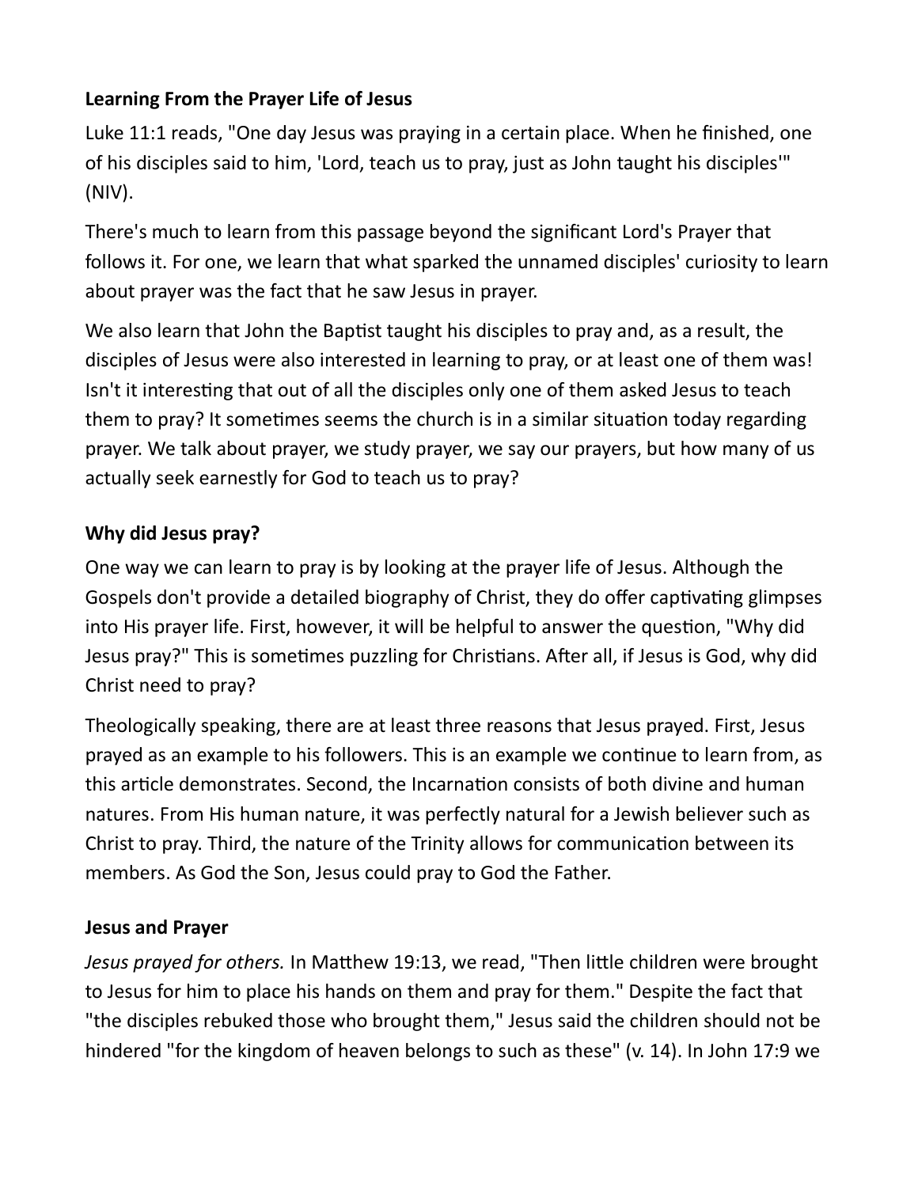## Learning From the Prayer Life of Jesus

Luke 11:1 reads, "One day Jesus was praying in a certain place. When he finished, one of his disciples said to him, 'Lord, teach us to pray, just as John taught his disciples'" (NIV).

There's much to learn from this passage beyond the significant Lord's Prayer that follows it. For one, we learn that what sparked the unnamed disciples' curiosity to learn about prayer was the fact that he saw Jesus in prayer.

We also learn that John the Baptist taught his disciples to pray and, as a result, the disciples of Jesus were also interested in learning to pray, or at least one of them was! Isn't it interesting that out of all the disciples only one of them asked Jesus to teach them to pray? It sometimes seems the church is in a similar situation today regarding prayer. We talk about prayer, we study prayer, we say our prayers, but how many of us actually seek earnestly for God to teach us to pray?

## Why did Jesus pray?

One way we can learn to pray is by looking at the prayer life of Jesus. Although the Gospels don't provide a detailed biography of Christ, they do offer captivating glimpses into His prayer life. First, however, it will be helpful to answer the question, "Why did Jesus pray?" This is sometimes puzzling for Christians. After all, if Jesus is God, why did Christ need to pray?

Theologically speaking, there are at least three reasons that Jesus prayed. First, Jesus prayed as an example to his followers. This is an example we continue to learn from, as this article demonstrates. Second, the Incarnation consists of both divine and human natures. From His human nature, it was perfectly natural for a Jewish believer such as Christ to pray. Third, the nature of the Trinity allows for communication between its members. As God the Son, Jesus could pray to God the Father.

## Jesus and Prayer

*Jesus prayed for others.* In Matthew 19:13, we read, "Then little children were brought to Jesus for him to place his hands on them and pray for them." Despite the fact that "the disciples rebuked those who brought them," Jesus said the children should not be hindered "for the kingdom of heaven belongs to such as these" (v. 14). In John 17:9 we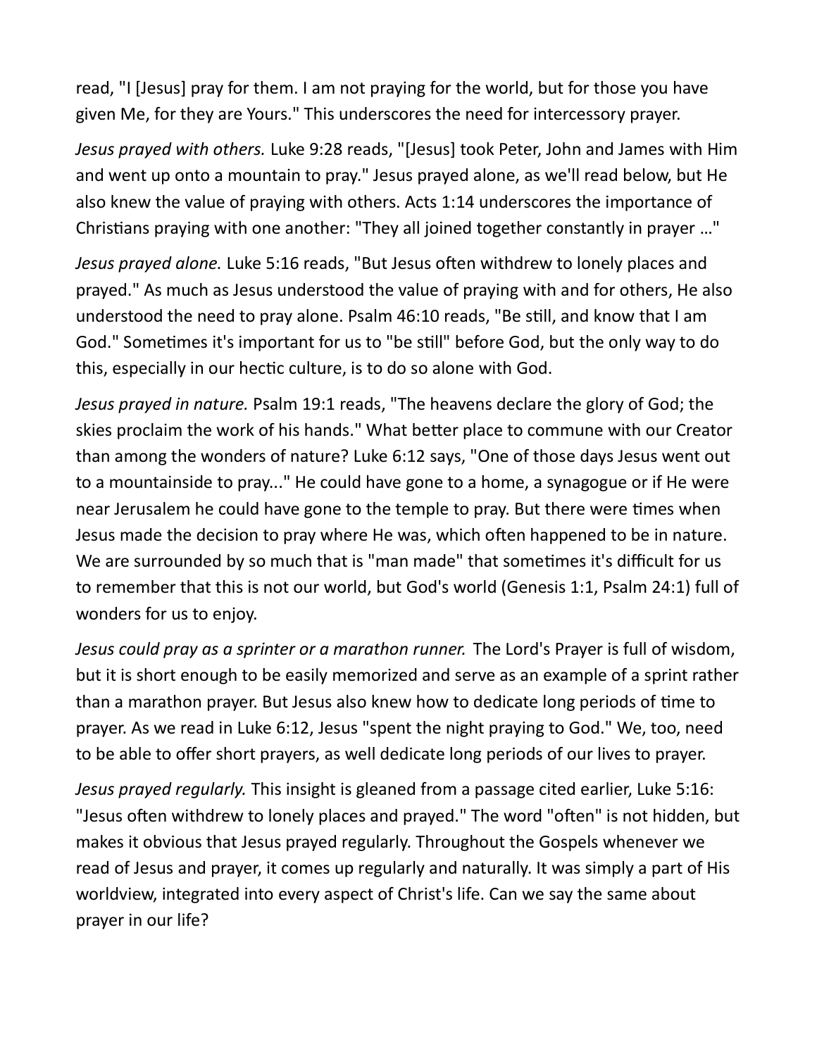read, "I [Jesus] pray for them. I am not praying for the world, but for those you have given Me, for they are Yours." This underscores the need for intercessory prayer.

*Jesus prayed with others.* Luke 9:28 reads, "[Jesus] took Peter, John and James with Him and went up onto a mountain to pray." Jesus prayed alone, as we'll read below, but He also knew the value of praying with others. Acts 1:14 underscores the importance of Christians praying with one another: "They all joined together constantly in prayer …"

*Jesus prayed alone.* Luke 5:16 reads, "But Jesus often withdrew to lonely places and prayed." As much as Jesus understood the value of praying with and for others, He also understood the need to pray alone. Psalm 46:10 reads, "Be still, and know that I am God." Sometimes it's important for us to "be still" before God, but the only way to do this, especially in our hectic culture, is to do so alone with God.

*Jesus prayed in nature.* Psalm 19:1 reads, "The heavens declare the glory of God; the skies proclaim the work of his hands." What better place to commune with our Creator than among the wonders of nature? Luke 6:12 says, "One of those days Jesus went out to a mountainside to pray..." He could have gone to a home, a synagogue or if He were near Jerusalem he could have gone to the temple to pray. But there were times when Jesus made the decision to pray where He was, which often happened to be in nature. We are surrounded by so much that is "man made" that sometimes it's difficult for us to remember that this is not our world, but God's world (Genesis 1:1, Psalm 24:1) full of wonders for us to enjoy.

*Jesus could pray as a sprinter or a marathon runner.* The Lord's Prayer is full of wisdom, but it is short enough to be easily memorized and serve as an example of a sprint rather than a marathon prayer. But Jesus also knew how to dedicate long periods of time to prayer. As we read in Luke 6:12, Jesus "spent the night praying to God." We, too, need to be able to offer short prayers, as well dedicate long periods of our lives to prayer.

*Jesus prayed regularly.* This insight is gleaned from a passage cited earlier, Luke 5:16: "Jesus often withdrew to lonely places and prayed." The word "often" is not hidden, but makes it obvious that Jesus prayed regularly. Throughout the Gospels whenever we read of Jesus and prayer, it comes up regularly and naturally. It was simply a part of His worldview, integrated into every aspect of Christ's life. Can we say the same about prayer in our life?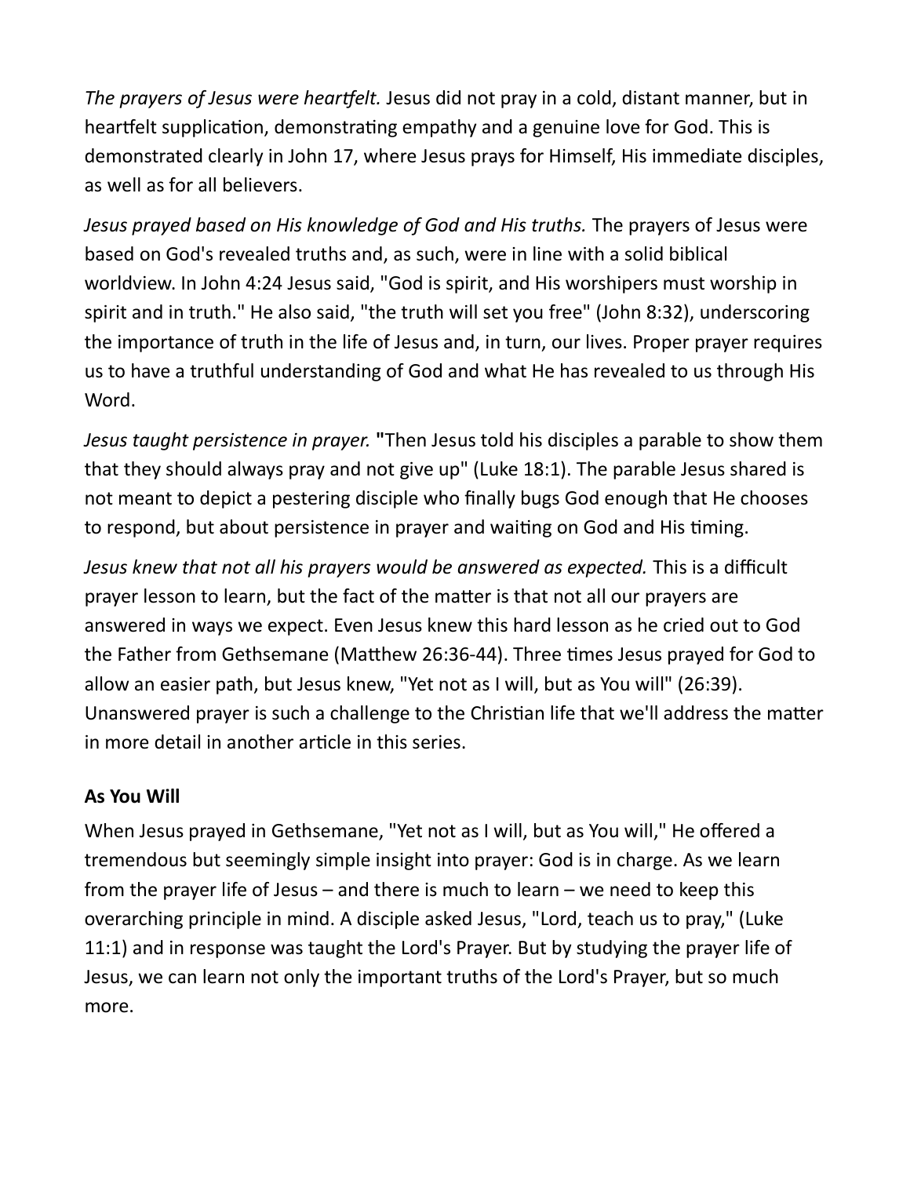*The prayers of Jesus were heartfelt.* Jesus did not pray in a cold, distant manner, but in heartfelt supplication, demonstrating empathy and a genuine love for God. This is demonstrated clearly in John 17, where Jesus prays for Himself, His immediate disciples, as well as for all believers.

*Jesus prayed based on His knowledge of God and His truths.* The prayers of Jesus were based on God's revealed truths and, as such, were in line with a solid biblical worldview. In John 4:24 Jesus said, "God is spirit, and His worshipers must worship in spirit and in truth." He also said, "the truth will set you free" (John 8:32), underscoring the importance of truth in the life of Jesus and, in turn, our lives. Proper prayer requires us to have a truthful understanding of God and what He has revealed to us through His Word.

*Jesus taught persistence in prayer.* **"**Then Jesus told his disciples a parable to show them that they should always pray and not give up" (Luke 18:1). The parable Jesus shared is not meant to depict a pestering disciple who finally bugs God enough that He chooses to respond, but about persistence in prayer and waiting on God and His timing.

*Jesus knew that not all his prayers would be answered as expected.* This is a difficult prayer lesson to learn, but the fact of the matter is that not all our prayers are answered in ways we expect. Even Jesus knew this hard lesson as he cried out to God the Father from Gethsemane (Matthew 26:36-44). Three times Jesus prayed for God to allow an easier path, but Jesus knew, "Yet not as I will, but as You will" (26:39). Unanswered prayer is such a challenge to the Christian life that we'll address the matter in more detail in another article in this series.

**As You Will**

When Jesus prayed in Gethsemane, "Yet not as I will, but as You will," He offered a tremendous but seemingly simple insight into prayer: God is in charge. As we learn from the prayer life of Jesus – and there is much to learn – we need to keep this overarching principle in mind. A disciple asked Jesus, "Lord, teach us to pray," (Luke 11:1) and in response was taught the Lord's Prayer. But by studying the prayer life of Jesus, we can learn not only the important truths of the Lord's Prayer, but so much more.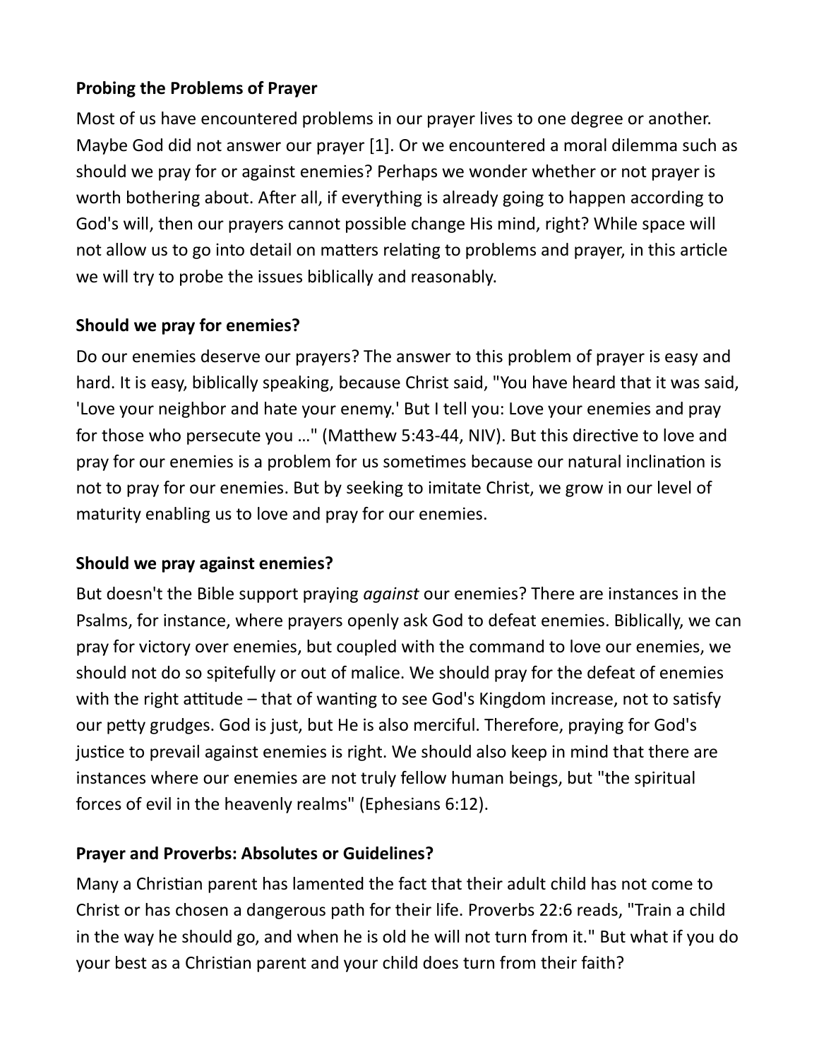**Probing the Problems of Prayer**

Most of us have encountered problems in our prayer lives to one degree or another. Maybe God did not answer our prayer [1]. Or we encountered a moral dilemma such as should we pray for or against enemies? Perhaps we wonder whether or not prayer is worth bothering about. After all, if everything is already going to happen according to God's will, then our prayers cannot possible change His mind, right? While space will not allow us to go into detail on matters relating to problems and prayer, in this article we will try to probe the issues biblically and reasonably.

**Should we pray for enemies?**

Do our enemies deserve our prayers? The answer to this problem of prayer is easy and hard. It is easy, biblically speaking, because Christ said, "You have heard that it was said, 'Love your neighbor and hate your enemy.' But I tell you: Love your enemies and pray for those who persecute you …" (Matthew 5:43-44, NIV). But this directive to love and pray for our enemies is a problem for us sometimes because our natural inclination is not to pray for our enemies. But by seeking to imitate Christ, we grow in our level of maturity enabling us to love and pray for our enemies.

**Should we pray against enemies?**

But doesn't the Bible support praying *against* our enemies? There are instances in the Psalms, for instance, where prayers openly ask God to defeat enemies. Biblically, we can pray for victory over enemies, but coupled with the command to love our enemies, we should not do so spitefully or out of malice. We should pray for the defeat of enemies with the right attitude – that of wanting to see God's Kingdom increase, not to satisfy our petty grudges. God is just, but He is also merciful. Therefore, praying for God's justice to prevail against enemies is right. We should also keep in mind that there are instances where our enemies are not truly fellow human beings, but "the spiritual forces of evil in the heavenly realms" (Ephesians 6:12).

**Prayer and Proverbs: Absolutes or Guidelines?**

Many a Christian parent has lamented the fact that their adult child has not come to Christ or has chosen a dangerous path for their life. Proverbs 22:6 reads, "Train a child in the way he should go, and when he is old he will not turn from it." But what if you do your best as a Christian parent and your child does turn from their faith?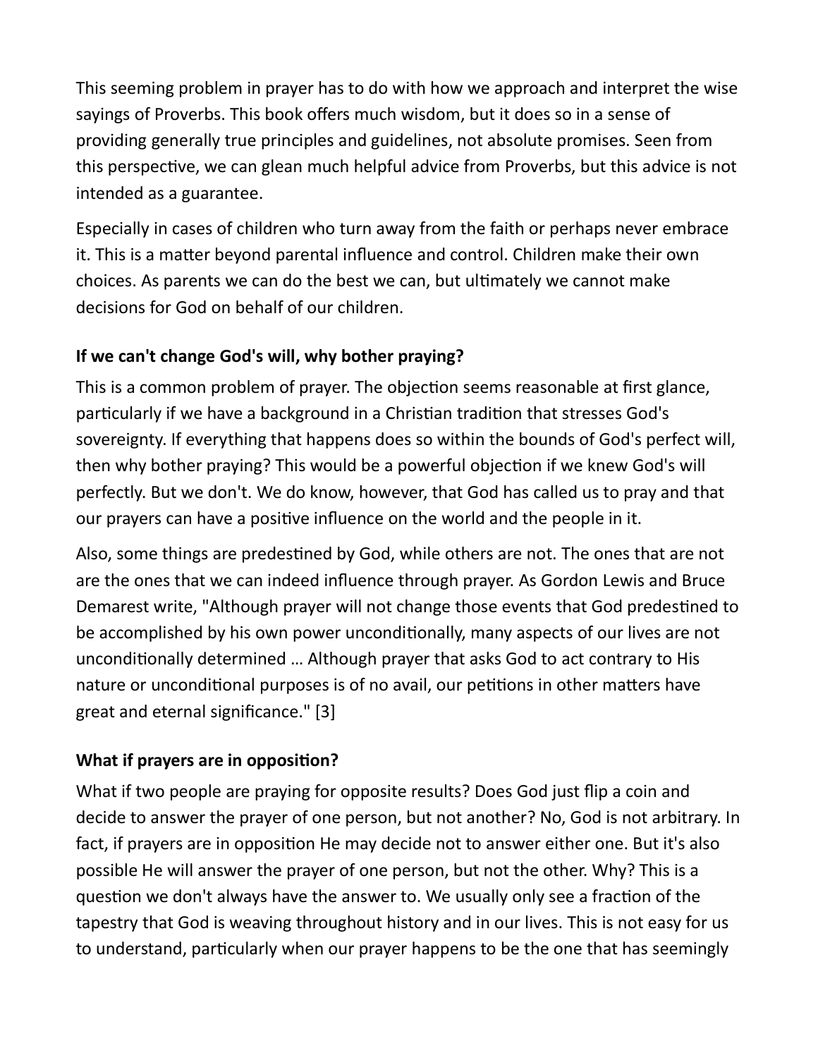This seeming problem in prayer has to do with how we approach and interpret the wise sayings of Proverbs. This book offers much wisdom, but it does so in a sense of providing generally true principles and guidelines, not absolute promises. Seen from this perspective, we can glean much helpful advice from Proverbs, but this advice is not intended as a guarantee.

Especially in cases of children who turn away from the faith or perhaps never embrace it. This is a matter beyond parental influence and control. Children make their own choices. As parents we can do the best we can, but ultimately we cannot make decisions for God on behalf of our children.

**If we can't change God's will, why bother praying?**

This is a common problem of prayer. The objection seems reasonable at first glance, particularly if we have a background in a Christian tradition that stresses God's sovereignty. If everything that happens does so within the bounds of God's perfect will, then why bother praying? This would be a powerful objection if we knew God's will perfectly. But we don't. We do know, however, that God has called us to pray and that our prayers can have a positive influence on the world and the people in it.

Also, some things are predestined by God, while others are not. The ones that are not are the ones that we can indeed influence through prayer. As Gordon Lewis and Bruce Demarest write, "Although prayer will not change those events that God predestined to be accomplished by his own power unconditionally, many aspects of our lives are not unconditionally determined … Although prayer that asks God to act contrary to His nature or unconditional purposes is of no avail, our petitions in other matters have great and eternal significance." [3]

**What if prayers are in opposition?**

What if two people are praying for opposite results? Does God just flip a coin and decide to answer the prayer of one person, but not another? No, God is not arbitrary. In fact, if prayers are in opposition He may decide not to answer either one. But it's also possible He will answer the prayer of one person, but not the other. Why? This is a question we don't always have the answer to. We usually only see a fraction of the tapestry that God is weaving throughout history and in our lives. This is not easy for us to understand, particularly when our prayer happens to be the one that has seemingly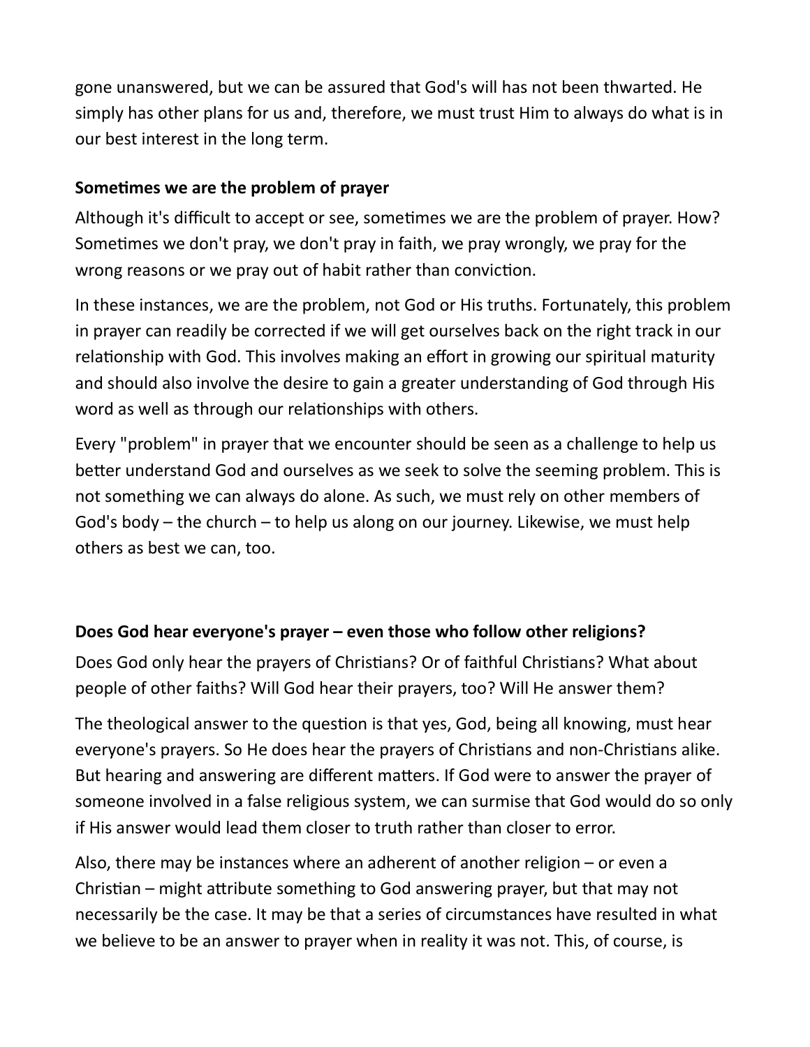gone unanswered, but we can be assured that God's will has not been thwarted. He simply has other plans for us and, therefore, we must trust Him to always do what is in our best interest in the long term.

**Sometimes we are the problem of prayer**

Although it's difficult to accept or see, sometimes we are the problem of prayer. How? Sometimes we don't pray, we don't pray in faith, we pray wrongly, we pray for the wrong reasons or we pray out of habit rather than conviction.

In these instances, we are the problem, not God or His truths. Fortunately, this problem in prayer can readily be corrected if we will get ourselves back on the right track in our relationship with God. This involves making an effort in growing our spiritual maturity and should also involve the desire to gain a greater understanding of God through His word as well as through our relationships with others.

Every "problem" in prayer that we encounter should be seen as a challenge to help us better understand God and ourselves as we seek to solve the seeming problem. This is not something we can always do alone. As such, we must rely on other members of God's body – the church – to help us along on our journey. Likewise, we must help others as best we can, too.

**Does God hear everyone's prayer – even those who follow other religions?**

Does God only hear the prayers of Christians? Or of faithful Christians? What about people of other faiths? Will God hear their prayers, too? Will He answer them?

The theological answer to the question is that yes, God, being all knowing, must hear everyone's prayers. So He does hear the prayers of Christians and non-Christians alike. But hearing and answering are different matters. If God were to answer the prayer of someone involved in a false religious system, we can surmise that God would do so only if His answer would lead them closer to truth rather than closer to error.

Also, there may be instances where an adherent of another religion – or even a Christian – might attribute something to God answering prayer, but that may not necessarily be the case. It may be that a series of circumstances have resulted in what we believe to be an answer to prayer when in reality it was not. This, of course, is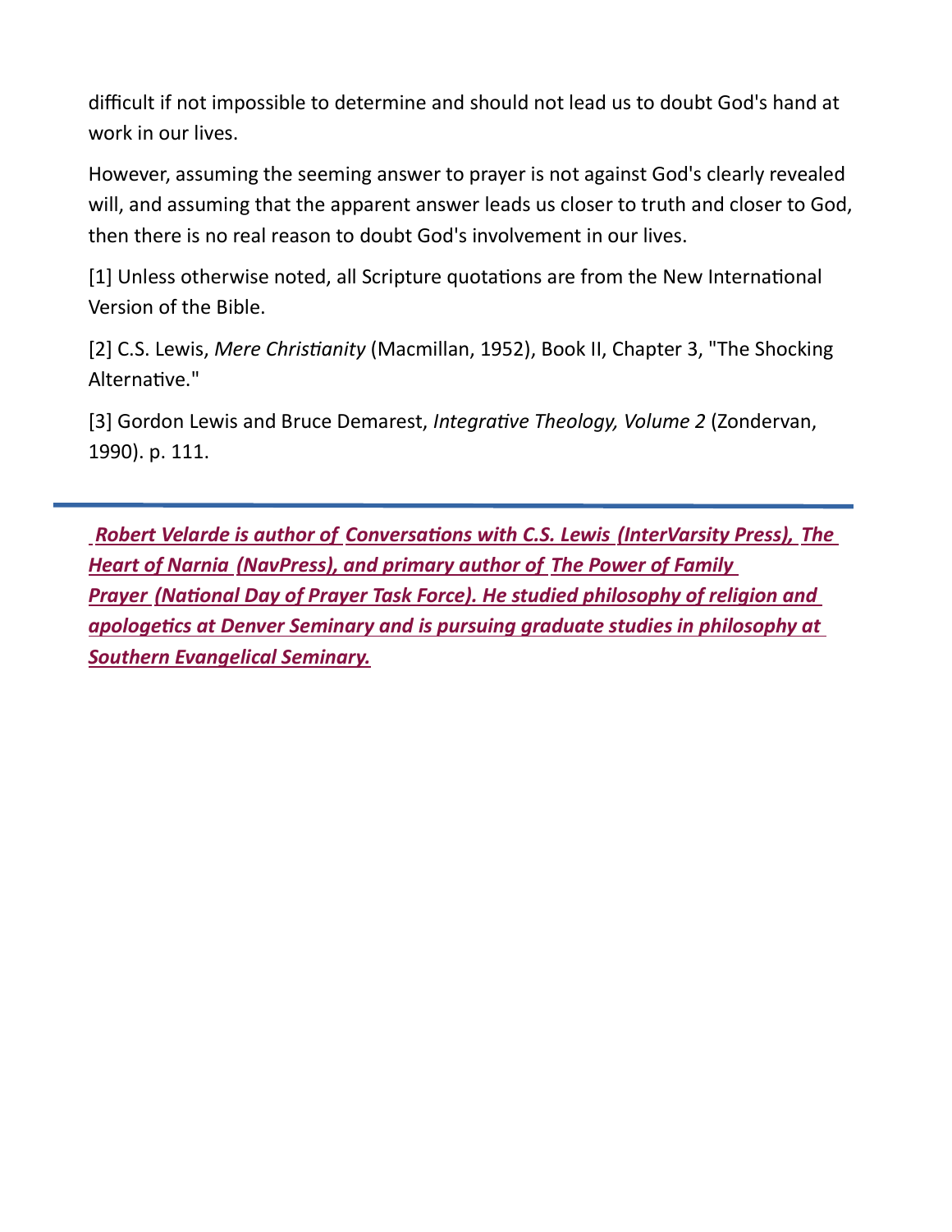difficult if not impossible to determine and should not lead us to doubt God's hand at work in our lives.

However, assuming the seeming answer to prayer is not against God's clearly revealed will, and assuming that the apparent answer leads us closer to truth and closer to God, then there is no real reason to doubt God's involvement in our lives.

[1] Unless otherwise noted, all Scripture quotations are from the New International Version of the Bible.

[2] C.S. Lewis, *Mere Christianity* (Macmillan, 1952), Book II, Chapter 3, "The Shocking Alternative."

[3] Gordon Lewis and Bruce Demarest, *Integrative Theology, Volume 2* (Zondervan, 1990). p. 111.

---

***Robert Velarde is author of Conversations with C.S. Lewis (InterVarsity Press), The Heart of Narnia (NavPress), and primary author of The Power of Family Prayer (National Day of Prayer Task Force). He studied philosophy of religion and apologetics at Denver Seminary and is pursuing graduate studies in philosophy at Southern Evangelical Seminary.***